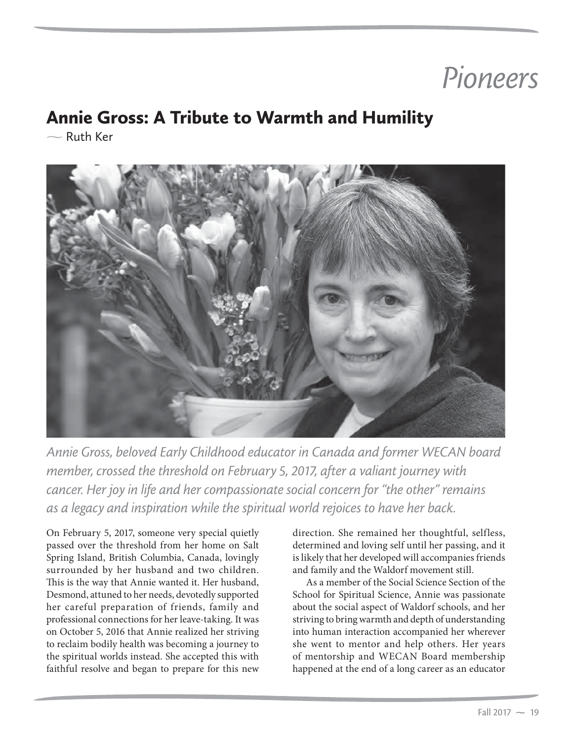# Pioneers

## Annie Gross: A Tribute to Warmth and Humility

— Ruth Ker

*Annie Gross, beloved Early Childhood educator in Canada and former WECAN board member, crossed the threshold on February 5, 2017, after a valiant journey with cancer. Her joy in life and her compassionate social concern for "the other" remains as a legacy and inspiration while the spiritual world rejoices to have her back.*

On February 5, 2017, someone very special quietly passed over the threshold from her home on Salt Spring Island, British Columbia, Canada, lovingly surrounded by her husband and two children. This is the way that Annie wanted it. Her husband, Desmond, attuned to her needs, devotedly supported her careful preparation of friends, family and professional connections for her leave-taking. It was on October 5, 2016 that Annie realized her striving to reclaim bodily health was becoming a journey to the spiritual worlds instead. She accepted this with faithful resolve and began to prepare for this new direction. She remained her thoughtful, selfless, determined and loving self until her passing, and it is likely that her developed will accompanies friends and family and the Waldorf movement still.

As a member of the Social Science Section of the School for Spiritual Science, Annie was passionate about the social aspect of Waldorf schools, and her striving to bring warmth and depth of understanding into human interaction accompanied her wherever she went to mentor and help others. Her years of mentorship and WECAN Board membership happened at the end of a long career as an educator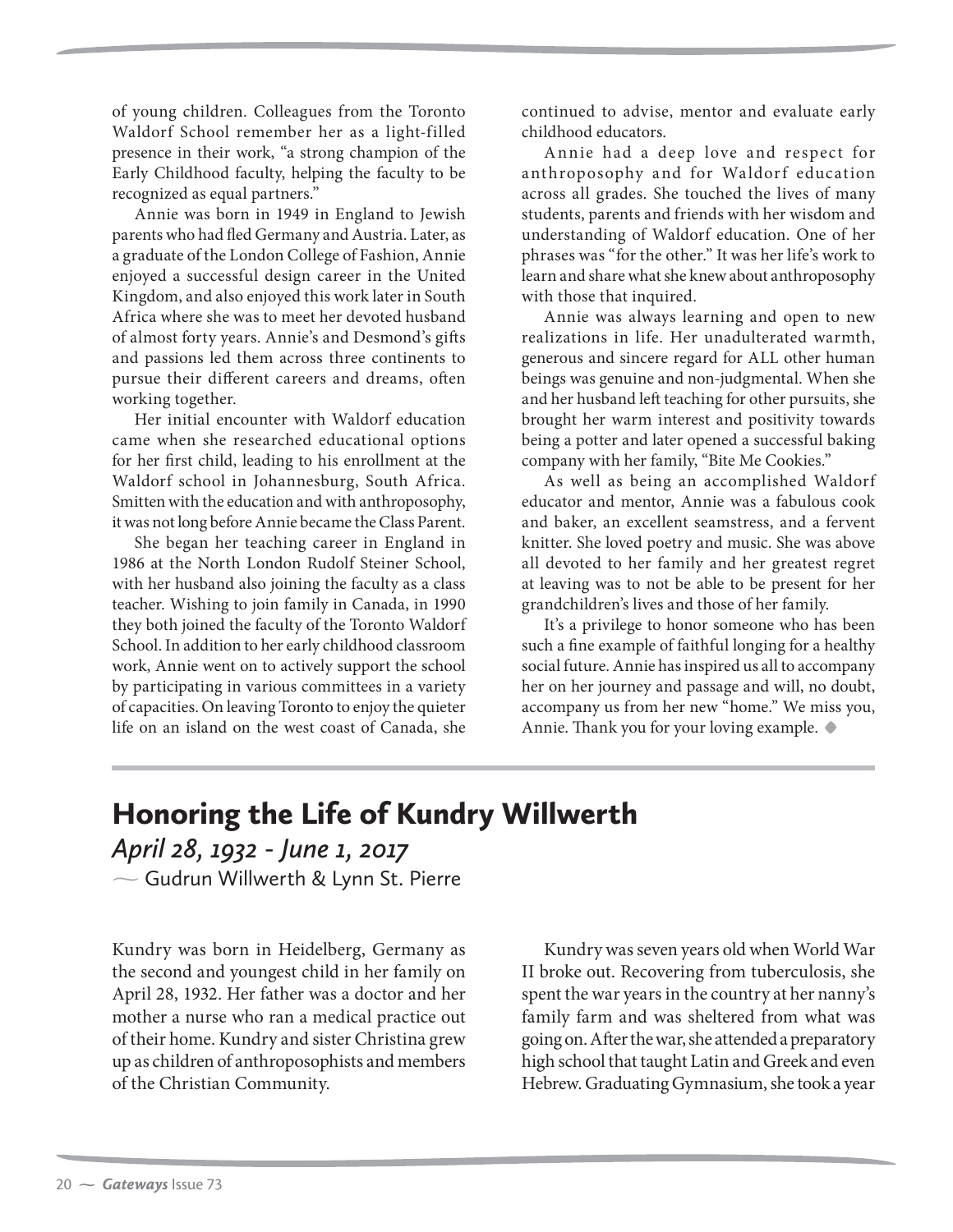of young children. Colleagues from the Toronto Waldorf School remember her as a light-filled presence in their work, "a strong champion of the Early Childhood faculty, helping the faculty to be recognized as equal partners."

Annie was born in 1949 in England to Jewish parents who had fled Germany and Austria. Later, as a graduate of the London College of Fashion, Annie enjoyed a successful design career in the United Kingdom, and also enjoyed this work later in South Africa where she was to meet her devoted husband of almost forty years. Annie's and Desmond's gifts and passions led them across three continents to pursue their different careers and dreams, often working together.

Her initial encounter with Waldorf education came when she researched educational options for her first child, leading to his enrollment at the Waldorf school in Johannesburg, South Africa. Smitten with the education and with anthroposophy, it was not long before Annie became the Class Parent.

She began her teaching career in England in 1986 at the North London Rudolf Steiner School, with her husband also joining the faculty as a class teacher. Wishing to join family in Canada, in 1990 they both joined the faculty of the Toronto Waldorf School. In addition to her early childhood classroom work, Annie went on to actively support the school by participating in various committees in a variety of capacities. On leaving Toronto to enjoy the quieter life on an island on the west coast of Canada, she continued to advise, mentor and evaluate early childhood educators.

Annie had a deep love and respect for anthroposophy and for Waldorf education across all grades. She touched the lives of many students, parents and friends with her wisdom and understanding of Waldorf education. One of her phrases was "for the other." It was her life's work to learn and share what she knew about anthroposophy with those that inquired.

Annie was always learning and open to new realizations in life. Her unadulterated warmth, generous and sincere regard for ALL other human beings was genuine and non-judgmental. When she and her husband left teaching for other pursuits, she brought her warm interest and positivity towards being a potter and later opened a successful baking company with her family, "Bite Me Cookies."

As well as being an accomplished Waldorf educator and mentor, Annie was a fabulous cook and baker, an excellent seamstress, and a fervent knitter. She loved poetry and music. She was above all devoted to her family and her greatest regret at leaving was to not be able to be present for her grandchildren's lives and those of her family.

It's a privilege to honor someone who has been such a fine example of faithful longing for a healthy social future. Annie has inspired us all to accompany her on her journey and passage and will, no doubt, accompany us from her new "home." We miss you, Annie. Thank you for your loving example. ◆

# Honoring the Life of Kundry Willwerth

*April 28, 1932 - June 1, 2017*

— Gudrun Willwerth & Lynn St. Pierre

Kundry was born in Heidelberg, Germany as the second and youngest child in her family on April 28, 1932. Her father was a doctor and her mother a nurse who ran a medical practice out of their home. Kundry and sister Christina grew up as children of anthroposophists and members of the Christian Community.

Kundry was seven years old when World War II broke out. Recovering from tuberculosis, she spent the war years in the country at her nanny's family farm and was sheltered from what was going on. After the war, she attended a preparatory high school that taught Latin and Greek and even Hebrew. Graduating Gymnasium, she took a year